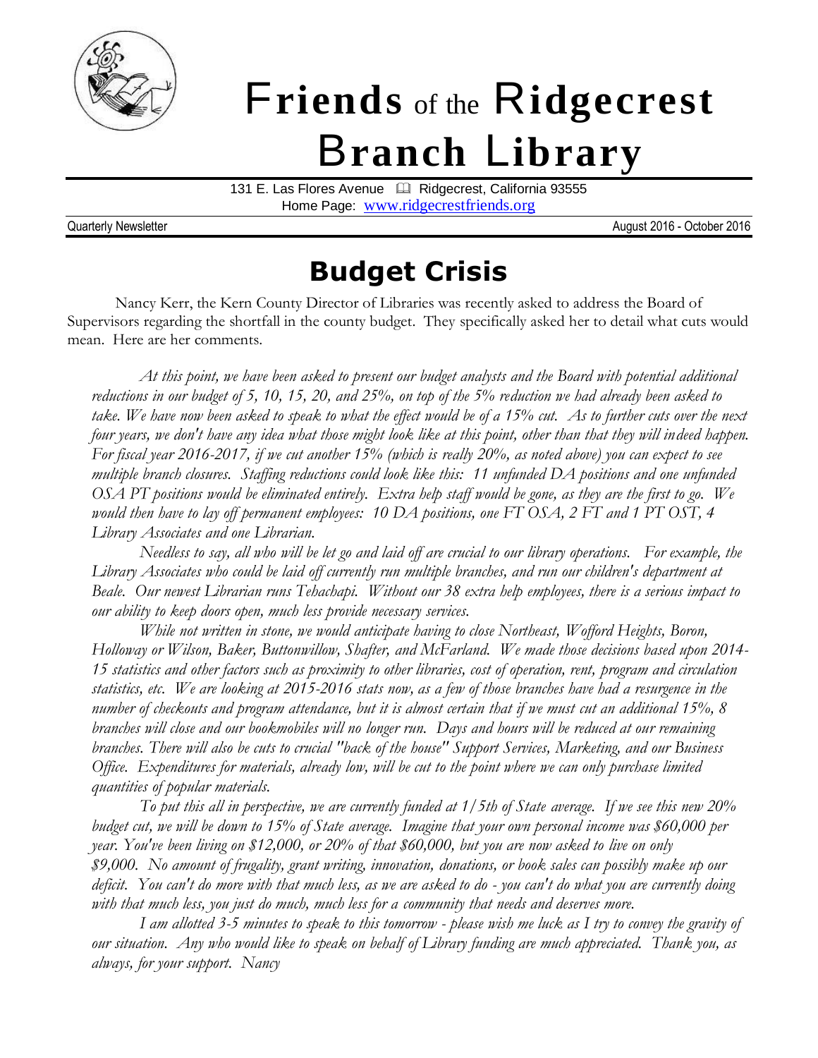# Friends of the Ridgecrest Branch Library

131 E. Las Flores Avenue 📖 Ridgecrest, California 93555
Home Page: www.ridgecrestfriends.org

Quarterly Newsletter August 2016 - October 2016

## Budget Crisis

Nancy Kerr, the Kern County Director of Libraries was recently asked to address the Board of Supervisors regarding the shortfall in the county budget. They specifically asked her to detail what cuts would mean. Here are her comments.

*At this point, we have been asked to present our budget analysts and the Board with potential additional reductions in our budget of 5, 10, 15, 20, and 25%, on top of the 5% reduction we had already been asked to take. We have now been asked to speak to what the effect would be of a 15% cut. As to further cuts over the next four years, we don't have any idea what those might look like at this point, other than that they will indeed happen. For fiscal year 2016-2017, if we cut another 15% (which is really 20%, as noted above) you can expect to see multiple branch closures. Staffing reductions could look like this: 11 unfunded DA positions and one unfunded OSA PT positions would be eliminated entirely. Extra help staff would be gone, as they are the first to go. We would then have to lay off permanent employees: 10 DA positions, one FT OSA, 2 FT and 1 PT OST, 4 Library Associates and one Librarian.*

*Needless to say, all who will be let go and laid off are crucial to our library operations. For example, the Library Associates who could be laid off currently run multiple branches, and run our children's department at Beale. Our newest Librarian runs Tehachapi. Without our 38 extra help employees, there is a serious impact to our ability to keep doors open, much less provide necessary services.*

*While not written in stone, we would anticipate having to close Northeast, Wofford Heights, Boron, Holloway or Wilson, Baker, Buttonwillow, Shafter, and McFarland. We made those decisions based upon 2014-15 statistics and other factors such as proximity to other libraries, cost of operation, rent, program and circulation statistics, etc. We are looking at 2015-2016 stats now, as a few of those branches have had a resurgence in the number of checkouts and program attendance, but it is almost certain that if we must cut an additional 15%, 8 branches will close and our bookmobiles will no longer run. Days and hours will be reduced at our remaining branches. There will also be cuts to crucial "back of the house" Support Services, Marketing, and our Business Office. Expenditures for materials, already low, will be cut to the point where we can only purchase limited quantities of popular materials.*

*To put this all in perspective, we are currently funded at 1/5th of State average. If we see this new 20% budget cut, we will be down to 15% of State average. Imagine that your own personal income was $60,000 per year. You've been living on $12,000, or 20% of that $60,000, but you are now asked to live on only $9,000. No amount of frugality, grant writing, innovation, donations, or book sales can possibly make up our deficit. You can't do more with that much less, as we are asked to do - you can't do what you are currently doing with that much less, you just do much, much less for a community that needs and deserves more.*

*I am allotted 3-5 minutes to speak to this tomorrow - please wish me luck as I try to convey the gravity of our situation. Any who would like to speak on behalf of Library funding are much appreciated. Thank you, as always, for your support. Nancy*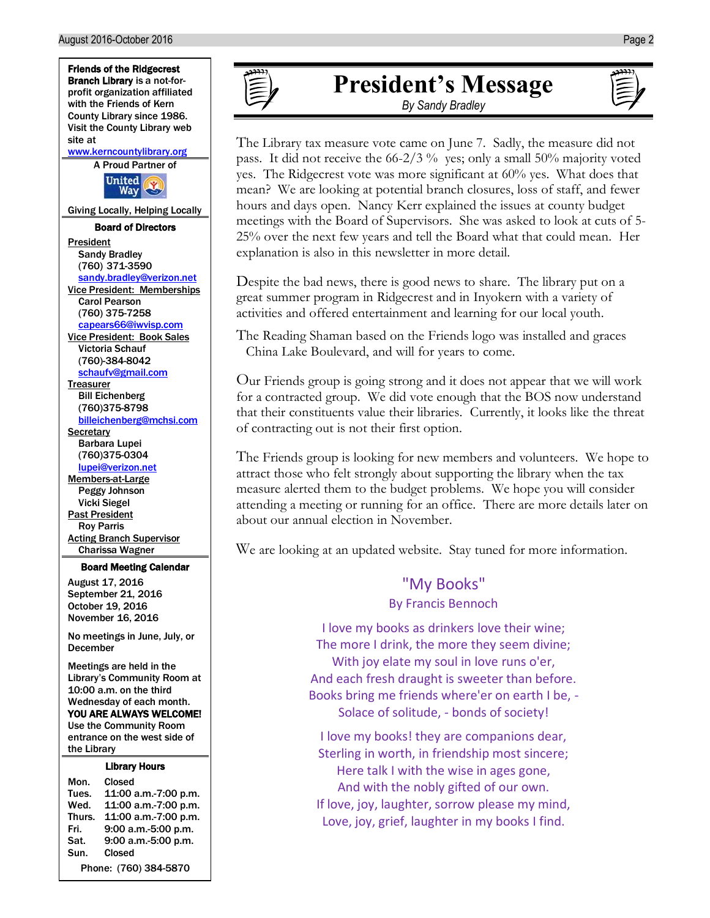# President's Message

*By Sandy Bradley*

The Library tax measure vote came on June 7. Sadly, the measure did not pass. It did not receive the 66-2/3 % yes; only a small 50% majority voted yes. The Ridgecrest vote was more significant at 60% yes. What does that mean? We are looking at potential branch closures, loss of staff, and fewer hours and days open. Nancy Kerr explained the issues at county budget meetings with the Board of Supervisors. She was asked to look at cuts of 5-25% over the next few years and tell the Board what that could mean. Her explanation is also in this newsletter in more detail.

Despite the bad news, there is good news to share. The library put on a great summer program in Ridgecrest and in Inyokern with a variety of activities and offered entertainment and learning for our local youth.

The Reading Shaman based on the Friends logo was installed and graces China Lake Boulevard, and will for years to come.

Our Friends group is going strong and it does not appear that we will work for a contracted group. We did vote enough that the BOS now understand that their constituents value their libraries. Currently, it looks like the threat of contracting out is not their first option.

The Friends group is looking for new members and volunteers. We hope to attract those who felt strongly about supporting the library when the tax measure alerted them to the budget problems. We hope you will consider attending a meeting or running for an office. There are more details later on about our annual election in November.

We are looking at an updated website. Stay tuned for more information.

## "My Books"

By Francis Bennoch

I love my books as drinkers love their wine;
The more I drink, the more they seem divine;
With joy elate my soul in love runs o'er,
And each fresh draught is sweeter than before.
Books bring me friends where'er on earth I be, -
Solace of solitude, - bonds of society!

I love my books! they are companions dear,
Sterling in worth, in friendship most sincere;
Here talk I with the wise in ages gone,
And with the nobly gifted of our own.
If love, joy, laughter, sorrow please my mind,
Love, joy, grief, laughter in my books I find.

---

**Friends of the Ridgecrest Branch Library** is a not-for-profit organization affiliated with the Friends of Kern County Library since 1986. Visit the County Library web site at www.kerncountylibrary.org

A Proud Partner of United Way

Giving Locally, Helping Locally

### Board of Directors

President
Sandy Bradley
(760) 371-3590
sandy.bradley@verizon.net

Vice President: Memberships
Carol Pearson
(760) 375-7258
capears66@iwvisp.com

Vice President: Book Sales
Victoria Schauf
(760)-384-8042
schaufv@gmail.com

Treasurer
Bill Eichenberg
(760)375-8798
billeichenberg@mchsi.com

Secretary
Barbara Lupei
(760)375-0304
lupei@verizon.net

Members-at-Large
Peggy Johnson
Vicki Siegel

Past President
Roy Parris

Acting Branch Supervisor
Charissa Wagner

### Board Meeting Calendar

August 17, 2016
September 21, 2016
October 19, 2016
November 16, 2016

No meetings in June, July, or December

Meetings are held in the Library's Community Room at 10:00 a.m. on the third Wednesday of each month.
**YOU ARE ALWAYS WELCOME!**
Use the Community Room entrance on the west side of the Library

### Library Hours

| Day | Hours |
|---|---|
| Mon. | Closed |
| Tues. | 11:00 a.m.-7:00 p.m. |
| Wed. | 11:00 a.m.-7:00 p.m. |
| Thurs. | 11:00 a.m.-7:00 p.m. |
| Fri. | 9:00 a.m.-5:00 p.m. |
| Sat. | 9:00 a.m.-5:00 p.m. |
| Sun. | Closed |

Phone: (760) 384-5870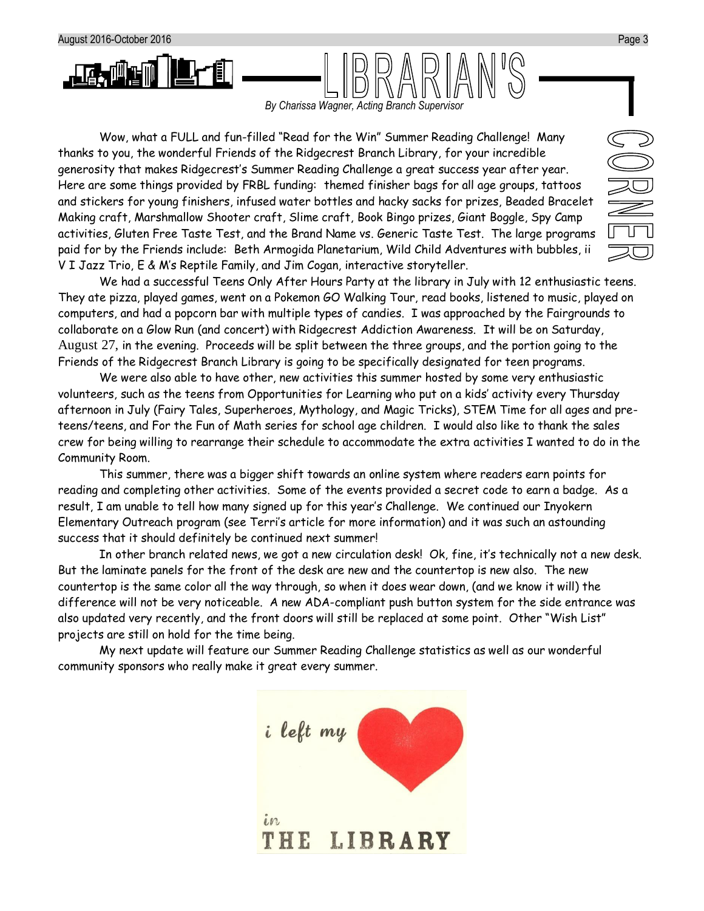# LIBRARIAN'S CORNER

*By Charissa Wagner, Acting Branch Supervisor*

Wow, what a FULL and fun-filled "Read for the Win" Summer Reading Challenge! Many thanks to you, the wonderful Friends of the Ridgecrest Branch Library, for your incredible generosity that makes Ridgecrest's Summer Reading Challenge a great success year after year. Here are some things provided by FRBL funding: themed finisher bags for all age groups, tattoos and stickers for young finishers, infused water bottles and hacky sacks for prizes, Beaded Bracelet Making craft, Marshmallow Shooter craft, Slime craft, Book Bingo prizes, Giant Boggle, Spy Camp activities, Gluten Free Taste Test, and the Brand Name vs. Generic Taste Test. The large programs paid for by the Friends include: Beth Armogida Planetarium, Wild Child Adventures with bubbles, ii V I Jazz Trio, E & M's Reptile Family, and Jim Cogan, interactive storyteller.

We had a successful Teens Only After Hours Party at the library in July with 12 enthusiastic teens. They ate pizza, played games, went on a Pokemon GO Walking Tour, read books, listened to music, played on computers, and had a popcorn bar with multiple types of candies. I was approached by the Fairgrounds to collaborate on a Glow Run (and concert) with Ridgecrest Addiction Awareness. It will be on Saturday, August 27, in the evening. Proceeds will be split between the three groups, and the portion going to the Friends of the Ridgecrest Branch Library is going to be specifically designated for teen programs.

We were also able to have other, new activities this summer hosted by some very enthusiastic volunteers, such as the teens from Opportunities for Learning who put on a kids' activity every Thursday afternoon in July (Fairy Tales, Superheroes, Mythology, and Magic Tricks), STEM Time for all ages and pre-teens/teens, and For the Fun of Math series for school age children. I would also like to thank the sales crew for being willing to rearrange their schedule to accommodate the extra activities I wanted to do in the Community Room.

This summer, there was a bigger shift towards an online system where readers earn points for reading and completing other activities. Some of the events provided a secret code to earn a badge. As a result, I am unable to tell how many signed up for this year's Challenge. We continued our Inyokern Elementary Outreach program (see Terri's article for more information) and it was such an astounding success that it should definitely be continued next summer!

In other branch related news, we got a new circulation desk! Ok, fine, it's technically not a new desk. But the laminate panels for the front of the desk are new and the countertop is new also. The new countertop is the same color all the way through, so when it does wear down, (and we know it will) the difference will not be very noticeable. A new ADA-compliant push button system for the side entrance was also updated very recently, and the front doors will still be replaced at some point. Other "Wish List" projects are still on hold for the time being.

My next update will feature our Summer Reading Challenge statistics as well as our wonderful community sponsors who really make it great every summer.

i left my ♥ in THE LIBRARY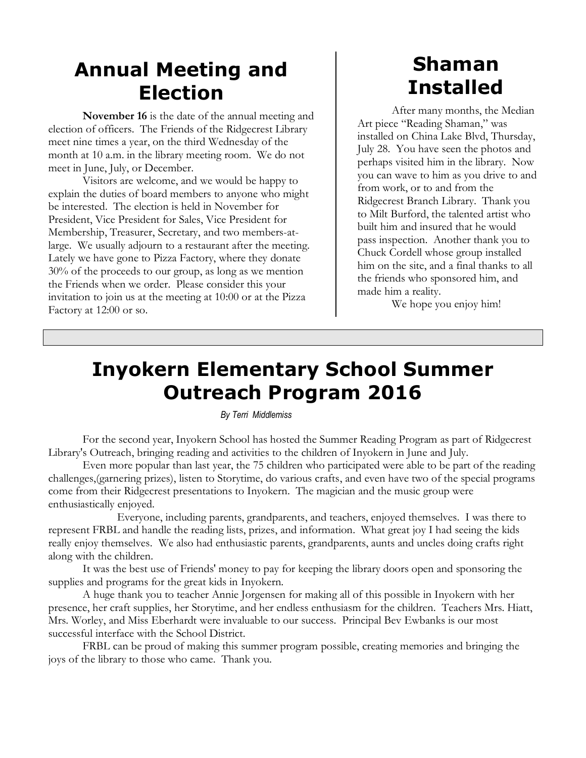## Annual Meeting and Election

**November 16** is the date of the annual meeting and election of officers. The Friends of the Ridgecrest Library meet nine times a year, on the third Wednesday of the month at 10 a.m. in the library meeting room. We do not meet in June, July, or December.

Visitors are welcome, and we would be happy to explain the duties of board members to anyone who might be interested. The election is held in November for President, Vice President for Sales, Vice President for Membership, Treasurer, Secretary, and two members-at-large. We usually adjourn to a restaurant after the meeting. Lately we have gone to Pizza Factory, where they donate 30% of the proceeds to our group, as long as we mention the Friends when we order. Please consider this your invitation to join us at the meeting at 10:00 or at the Pizza Factory at 12:00 or so.

## Shaman Installed

After many months, the Median Art piece "Reading Shaman," was installed on China Lake Blvd, Thursday, July 28. You have seen the photos and perhaps visited him in the library. Now you can wave to him as you drive to and from work, or to and from the Ridgecrest Branch Library. Thank you to Milt Burford, the talented artist who built him and insured that he would pass inspection. Another thank you to Chuck Cordell whose group installed him on the site, and a final thanks to all the friends who sponsored him, and made him a reality.

We hope you enjoy him!

## Inyokern Elementary School Summer Outreach Program 2016

*By Terri Middlemiss*

For the second year, Inyokern School has hosted the Summer Reading Program as part of Ridgecrest Library's Outreach, bringing reading and activities to the children of Inyokern in June and July.

Even more popular than last year, the 75 children who participated were able to be part of the reading challenges,(garnering prizes), listen to Storytime, do various crafts, and even have two of the special programs come from their Ridgecrest presentations to Inyokern. The magician and the music group were enthusiastically enjoyed.

Everyone, including parents, grandparents, and teachers, enjoyed themselves. I was there to represent FRBL and handle the reading lists, prizes, and information. What great joy I had seeing the kids really enjoy themselves. We also had enthusiastic parents, grandparents, aunts and uncles doing crafts right along with the children.

It was the best use of Friends' money to pay for keeping the library doors open and sponsoring the supplies and programs for the great kids in Inyokern.

A huge thank you to teacher Annie Jorgensen for making all of this possible in Inyokern with her presence, her craft supplies, her Storytime, and her endless enthusiasm for the children. Teachers Mrs. Hiatt, Mrs. Worley, and Miss Eberhardt were invaluable to our success. Principal Bev Ewbanks is our most successful interface with the School District.

FRBL can be proud of making this summer program possible, creating memories and bringing the joys of the library to those who came. Thank you.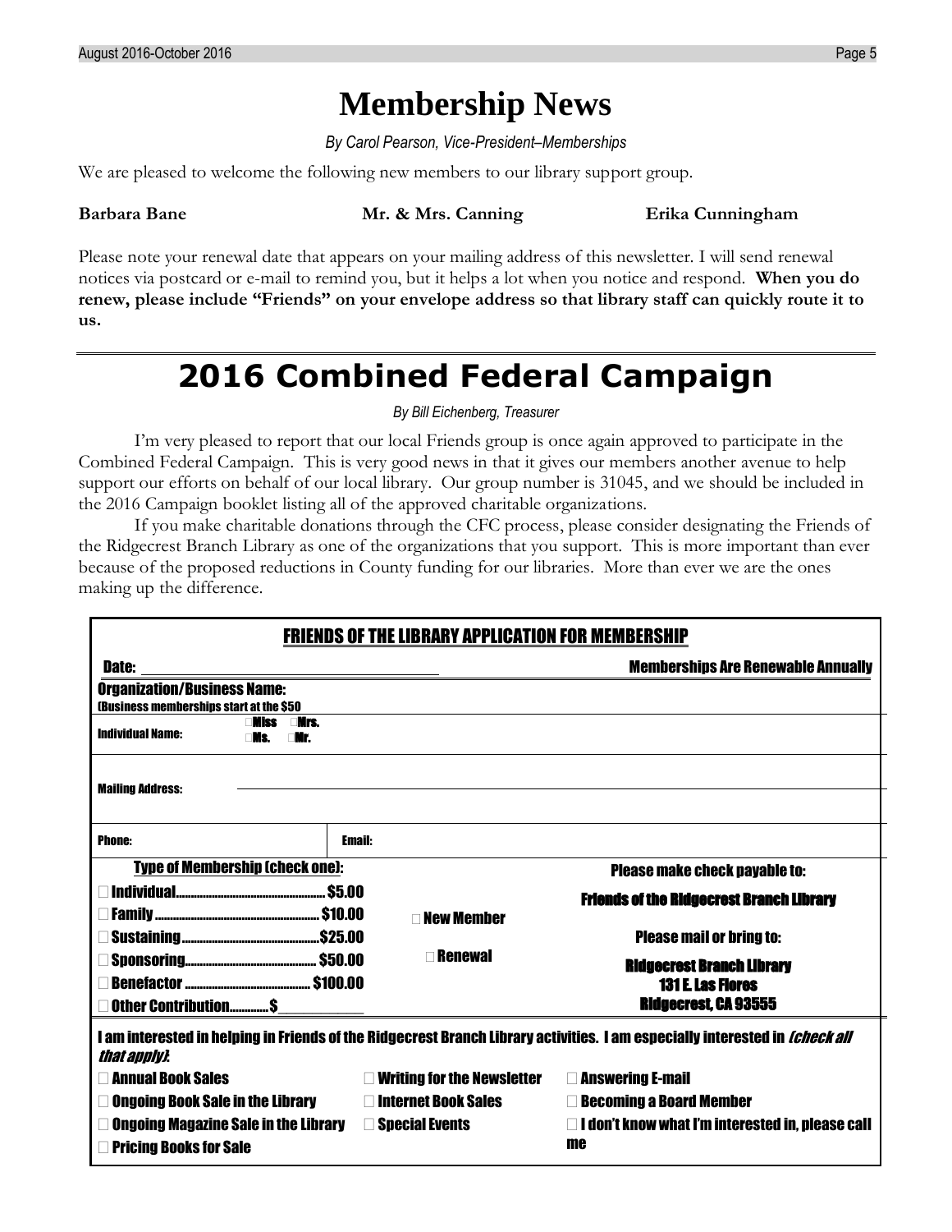# Membership News

*By Carol Pearson, Vice-President–Memberships*

We are pleased to welcome the following new members to our library support group.

**Barbara Bane** **Mr. & Mrs. Canning** **Erika Cunningham**

Please note your renewal date that appears on your mailing address of this newsletter. I will send renewal notices via postcard or e-mail to remind you, but it helps a lot when you notice and respond. **When you do renew, please include "Friends" on your envelope address so that library staff can quickly route it to us.**

# 2016 Combined Federal Campaign

*By Bill Eichenberg, Treasurer*

I'm very pleased to report that our local Friends group is once again approved to participate in the Combined Federal Campaign. This is very good news in that it gives our members another avenue to help support our efforts on behalf of our local library. Our group number is 31045, and we should be included in the 2016 Campaign booklet listing all of the approved charitable organizations.

If you make charitable donations through the CFC process, please consider designating the Friends of the Ridgecrest Branch Library as one of the organizations that you support. This is more important than ever because of the proposed reductions in County funding for our libraries. More than ever we are the ones making up the difference.

## FRIENDS OF THE LIBRARY APPLICATION FOR MEMBERSHIP

**Date:** ______________________ **Memberships Are Renewable Annually**

**Organization/Business Name:**
(Business memberships start at the $50

**Individual Name:** ☐Miss ☐Mrs. ☐Ms. ☐Mr.

**Mailing Address:** ______________________

**Phone:** **Email:**

**Type of Membership (check one):**

- ☐ Individual.......................................... $5.00
- ☐ Family.............................................. $10.00
- ☐ Sustaining........................................ $25.00
- ☐ Sponsoring...................................... $50.00
- ☐ Benefactor ...................................... $100.00
- ☐ Other Contribution............$__________

☐ New Member

☐ Renewal

**Please make check payable to:**

**Friends of the Ridgecrest Branch Library**

**Please mail or bring to:**

**Ridgecrest Branch Library**
**131 E. Las Flores**
**Ridgecrest, CA 93555**

**I am interested in helping in Friends of the Ridgecrest Branch Library activities. I am especially interested in *(check all that apply)*:**

- ☐ Annual Book Sales
- ☐ Ongoing Book Sale in the Library
- ☐ Ongoing Magazine Sale in the Library
- ☐ Pricing Books for Sale
- ☐ Writing for the Newsletter
- ☐ Internet Book Sales
- ☐ Special Events
- ☐ Answering E-mail
- ☐ Becoming a Board Member
- ☐ I don't know what I'm interested in, please call me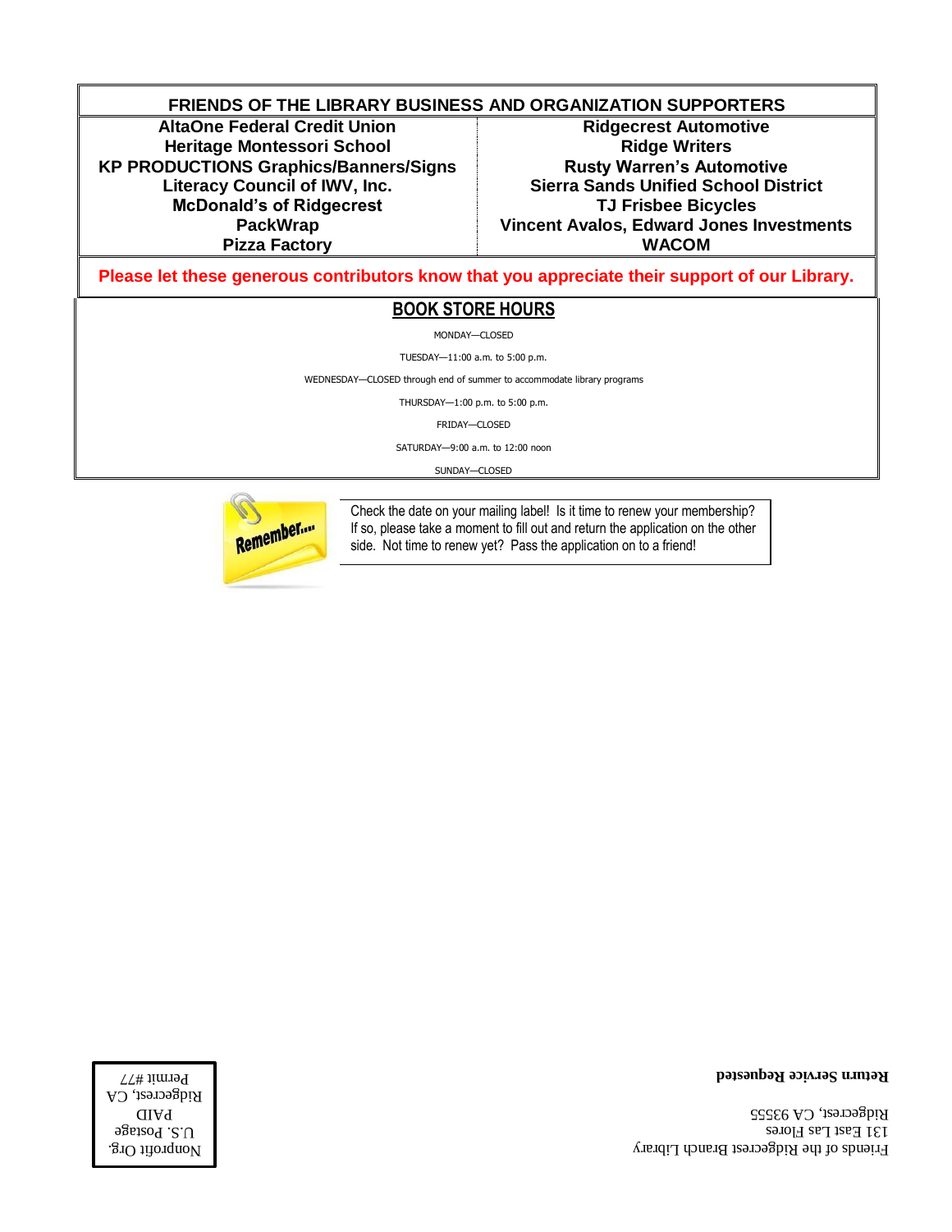## FRIENDS OF THE LIBRARY BUSINESS AND ORGANIZATION SUPPORTERS

| | |
|---|---|
| **AltaOne Federal Credit Union** | **Ridgecrest Automotive** |
| **Heritage Montessori School** | **Ridge Writers** |
| **KP PRODUCTIONS Graphics/Banners/Signs** | **Rusty Warren's Automotive** |
| **Literacy Council of IWV, Inc.** | **Sierra Sands Unified School District** |
| **McDonald's of Ridgecrest** | **TJ Frisbee Bicycles** |
| **PackWrap** | **Vincent Avalos, Edward Jones Investments** |
| **Pizza Factory** | **WACOM** |

**Please let these generous contributors know that you appreciate their support of our Library.**

## BOOK STORE HOURS

MONDAY—CLOSED

TUESDAY—11:00 a.m. to 5:00 p.m.

WEDNESDAY—CLOSED through end of summer to accommodate library programs

THURSDAY—1:00 p.m. to 5:00 p.m.

FRIDAY—CLOSED

SATURDAY—9:00 a.m. to 12:00 noon

SUNDAY—CLOSED

Remember....

Check the date on your mailing label! Is it time to renew your membership? If so, please take a moment to fill out and return the application on the other side. Not time to renew yet? Pass the application on to a friend!

Friends of the Ridgecrest Branch Library
131 East Las Flores
Ridgecrest, CA 93555

**Return Service Requested**

Nonprofit Org.
U.S. Postage
PAID
Ridgecrest, CA
Permit #77